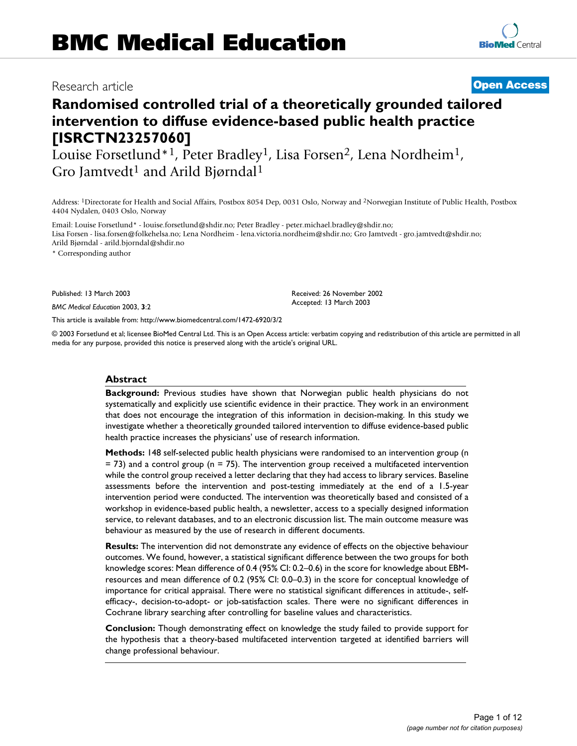# BMC Medical Education

Research article

**Open Access**

# Randomised controlled trial of a theoretically grounded tailored intervention to diffuse evidence-based public health practice [ISRCTN23257060]

Louise Forsetlund*[1], Peter Bradley[1], Lisa Forsen[2], Lena Nordheim[1], Gro Jamtvedt[1] and Arild Bjørndal[1]

Address: [1]Directorate for Health and Social Affairs, Postbox 8054 Dep, 0031 Oslo, Norway and [2]Norwegian Institute of Public Health, Postbox 4404 Nydalen, 0403 Oslo, Norway

Email: Louise Forsetlund* - louise.forsetlund@shdir.no; Peter Bradley - peter.michael.bradley@shdir.no; Lisa Forsen - lisa.forsen@folkehelsa.no; Lena Nordheim - lena.victoria.nordheim@shdir.no; Gro Jamtvedt - gro.jamtvedt@shdir.no; Arild Bjørndal - arild.bjorndal@shdir.no

\* Corresponding author

Published: 13 March 2003

*BMC Medical Education* 2003, **3**:2

Received: 26 November 2002
Accepted: 13 March 2003

This article is available from: http://www.biomedcentral.com/1472-6920/3/2

© 2003 Forsetlund et al; licensee BioMed Central Ltd. This is an Open Access article: verbatim copying and redistribution of this article are permitted in all media for any purpose, provided this notice is preserved along with the article's original URL.

## Abstract

**Background:** Previous studies have shown that Norwegian public health physicians do not systematically and explicitly use scientific evidence in their practice. They work in an environment that does not encourage the integration of this information in decision-making. In this study we investigate whether a theoretically grounded tailored intervention to diffuse evidence-based public health practice increases the physicians' use of research information.

**Methods:** 148 self-selected public health physicians were randomised to an intervention group (n = 73) and a control group (n = 75). The intervention group received a multifaceted intervention while the control group received a letter declaring that they had access to library services. Baseline assessments before the intervention and post-testing immediately at the end of a 1.5-year intervention period were conducted. The intervention was theoretically based and consisted of a workshop in evidence-based public health, a newsletter, access to a specially designed information service, to relevant databases, and to an electronic discussion list. The main outcome measure was behaviour as measured by the use of research in different documents.

**Results:** The intervention did not demonstrate any evidence of effects on the objective behaviour outcomes. We found, however, a statistical significant difference between the two groups for both knowledge scores: Mean difference of 0.4 (95% CI: 0.2–0.6) in the score for knowledge about EBM-resources and mean difference of 0.2 (95% CI: 0.0–0.3) in the score for conceptual knowledge of importance for critical appraisal. There were no statistical significant differences in attitude-, self-efficacy-, decision-to-adopt- or job-satisfaction scales. There were no significant differences in Cochrane library searching after controlling for baseline values and characteristics.

**Conclusion:** Though demonstrating effect on knowledge the study failed to provide support for the hypothesis that a theory-based multifaceted intervention targeted at identified barriers will change professional behaviour.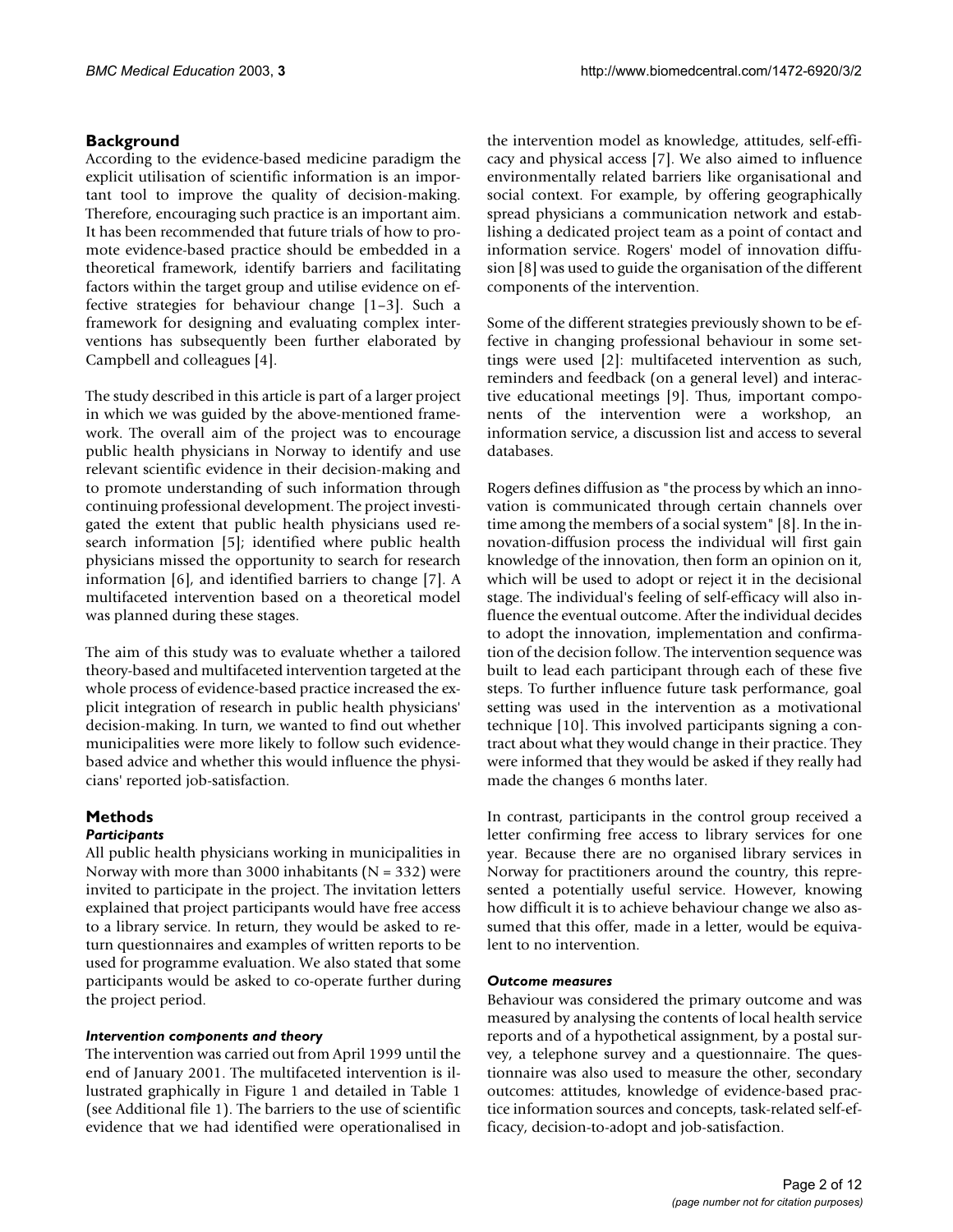## Background

According to the evidence-based medicine paradigm the explicit utilisation of scientific information is an important tool to improve the quality of decision-making. Therefore, encouraging such practice is an important aim. It has been recommended that future trials of how to promote evidence-based practice should be embedded in a theoretical framework, identify barriers and facilitating factors within the target group and utilise evidence on effective strategies for behaviour change [1–3]. Such a framework for designing and evaluating complex interventions has subsequently been further elaborated by Campbell and colleagues [4].

The study described in this article is part of a larger project in which we was guided by the above-mentioned framework. The overall aim of the project was to encourage public health physicians in Norway to identify and use relevant scientific evidence in their decision-making and to promote understanding of such information through continuing professional development. The project investigated the extent that public health physicians used research information [5]; identified where public health physicians missed the opportunity to search for research information [6], and identified barriers to change [7]. A multifaceted intervention based on a theoretical model was planned during these stages.

The aim of this study was to evaluate whether a tailored theory-based and multifaceted intervention targeted at the whole process of evidence-based practice increased the explicit integration of research in public health physicians' decision-making. In turn, we wanted to find out whether municipalities were more likely to follow such evidence-based advice and whether this would influence the physicians' reported job-satisfaction.

## Methods

### *Participants*

All public health physicians working in municipalities in Norway with more than 3000 inhabitants (N = 332) were invited to participate in the project. The invitation letters explained that project participants would have free access to a library service. In return, they would be asked to return questionnaires and examples of written reports to be used for programme evaluation. We also stated that some participants would be asked to co-operate further during the project period.

### *Intervention components and theory*

The intervention was carried out from April 1999 until the end of January 2001. The multifaceted intervention is illustrated graphically in Figure 1 and detailed in Table 1 (see Additional file 1). The barriers to the use of scientific evidence that we had identified were operationalised in the intervention model as knowledge, attitudes, self-efficacy and physical access [7]. We also aimed to influence environmentally related barriers like organisational and social context. For example, by offering geographically spread physicians a communication network and establishing a dedicated project team as a point of contact and information service. Rogers' model of innovation diffusion [8] was used to guide the organisation of the different components of the intervention.

Some of the different strategies previously shown to be effective in changing professional behaviour in some settings were used [2]: multifaceted intervention as such, reminders and feedback (on a general level) and interactive educational meetings [9]. Thus, important components of the intervention were a workshop, an information service, a discussion list and access to several databases.

Rogers defines diffusion as "the process by which an innovation is communicated through certain channels over time among the members of a social system" [8]. In the innovation-diffusion process the individual will first gain knowledge of the innovation, then form an opinion on it, which will be used to adopt or reject it in the decisional stage. The individual's feeling of self-efficacy will also influence the eventual outcome. After the individual decides to adopt the innovation, implementation and confirmation of the decision follow. The intervention sequence was built to lead each participant through each of these five steps. To further influence future task performance, goal setting was used in the intervention as a motivational technique [10]. This involved participants signing a contract about what they would change in their practice. They were informed that they would be asked if they really had made the changes 6 months later.

In contrast, participants in the control group received a letter confirming free access to library services for one year. Because there are no organised library services in Norway for practitioners around the country, this represented a potentially useful service. However, knowing how difficult it is to achieve behaviour change we also assumed that this offer, made in a letter, would be equivalent to no intervention.

### *Outcome measures*

Behaviour was considered the primary outcome and was measured by analysing the contents of local health service reports and of a hypothetical assignment, by a postal survey, a telephone survey and a questionnaire. The questionnaire was also used to measure the other, secondary outcomes: attitudes, knowledge of evidence-based practice information sources and concepts, task-related self-efficacy, decision-to-adopt and job-satisfaction.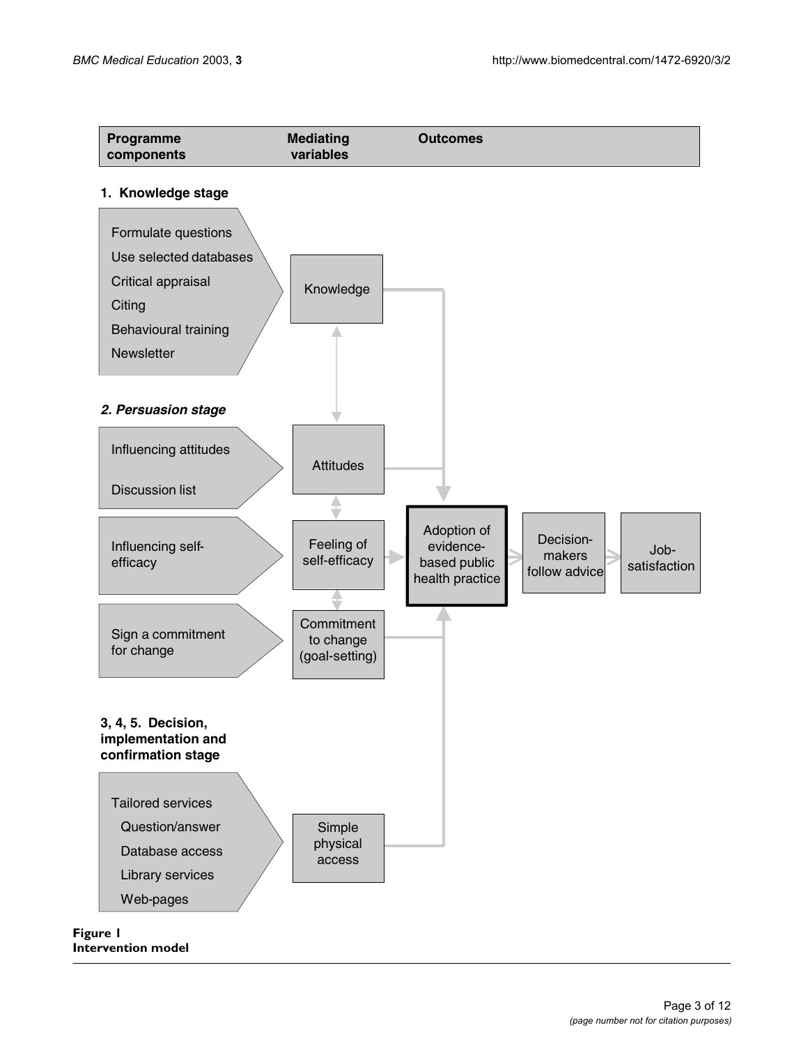**Programme components** | **Mediating variables** | **Outcomes**

**1. Knowledge stage**

- Formulate questions
- Use selected databases
- Critical appraisal
- Citing
- Behavioural training
- Newsletter

→ Knowledge

***2. Persuasion stage***

- Influencing attitudes
- Discussion list

→ Attitudes

- Influencing self-efficacy

→ Feeling of self-efficacy

- Sign a commitment for change

→ Commitment to change (goal-setting)

**3, 4, 5. Decision, implementation and confirmation stage**

- Tailored services
  - Question/answer
  - Database access
  - Library services
  - Web-pages

→ Simple physical access

Adoption of evidence-based public health practice → Decision-makers follow advice → Job-satisfaction

**Figure 1**
**Intervention model**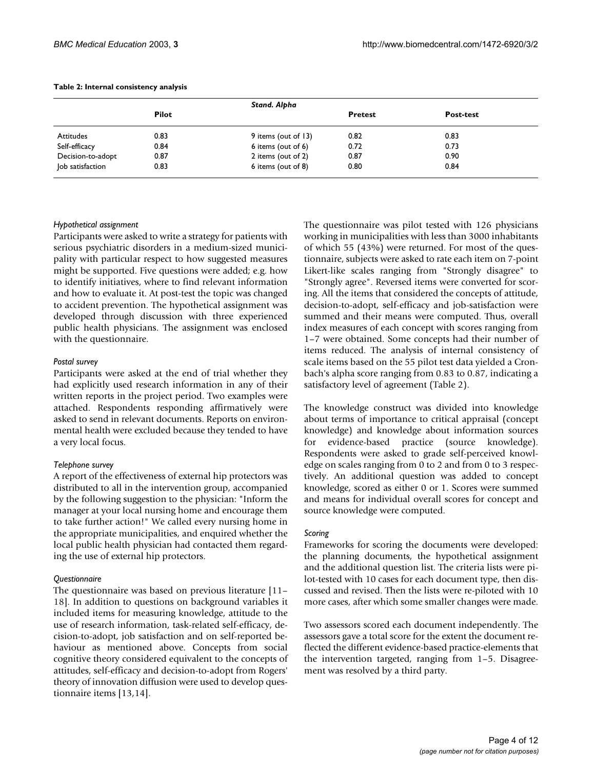**Table 2: Internal consistency analysis**

| | Stand. Alpha | | | |
|---|---|---|---|---|
| | Pilot | | Pretest | Post-test |
| Attitudes | 0.83 | 9 items (out of 13) | 0.82 | 0.83 |
| Self-efficacy | 0.84 | 6 items (out of 6) | 0.72 | 0.73 |
| Decision-to-adopt | 0.87 | 2 items (out of 2) | 0.87 | 0.90 |
| Job satisfaction | 0.83 | 6 items (out of 8) | 0.80 | 0.84 |

#### *Hypothetical assignment*

Participants were asked to write a strategy for patients with serious psychiatric disorders in a medium-sized municipality with particular respect to how suggested measures might be supported. Five questions were added; e.g. how to identify initiatives, where to find relevant information and how to evaluate it. At post-test the topic was changed to accident prevention. The hypothetical assignment was developed through discussion with three experienced public health physicians. The assignment was enclosed with the questionnaire.

#### *Postal survey*

Participants were asked at the end of trial whether they had explicitly used research information in any of their written reports in the project period. Two examples were attached. Respondents responding affirmatively were asked to send in relevant documents. Reports on environmental health were excluded because they tended to have a very local focus.

#### *Telephone survey*

A report of the effectiveness of external hip protectors was distributed to all in the intervention group, accompanied by the following suggestion to the physician: "Inform the manager at your local nursing home and encourage them to take further action!" We called every nursing home in the appropriate municipalities, and enquired whether the local public health physician had contacted them regarding the use of external hip protectors.

#### *Questionnaire*

The questionnaire was based on previous literature [11–18]. In addition to questions on background variables it included items for measuring knowledge, attitude to the use of research information, task-related self-efficacy, decision-to-adopt, job satisfaction and on self-reported behaviour as mentioned above. Concepts from social cognitive theory considered equivalent to the concepts of attitudes, self-efficacy and decision-to-adopt from Rogers' theory of innovation diffusion were used to develop questionnaire items [13,14].

The questionnaire was pilot tested with 126 physicians working in municipalities with less than 3000 inhabitants of which 55 (43%) were returned. For most of the questionnaire, subjects were asked to rate each item on 7-point Likert-like scales ranging from "Strongly disagree" to "Strongly agree". Reversed items were converted for scoring. All the items that considered the concepts of attitude, decision-to-adopt, self-efficacy and job-satisfaction were summed and their means were computed. Thus, overall index measures of each concept with scores ranging from 1–7 were obtained. Some concepts had their number of items reduced. The analysis of internal consistency of scale items based on the 55 pilot test data yielded a Cronbach's alpha score ranging from 0.83 to 0.87, indicating a satisfactory level of agreement (Table 2).

The knowledge construct was divided into knowledge about terms of importance to critical appraisal (concept knowledge) and knowledge about information sources for evidence-based practice (source knowledge). Respondents were asked to grade self-perceived knowledge on scales ranging from 0 to 2 and from 0 to 3 respectively. An additional question was added to concept knowledge, scored as either 0 or 1. Scores were summed and means for individual overall scores for concept and source knowledge were computed.

#### *Scoring*

Frameworks for scoring the documents were developed: the planning documents, the hypothetical assignment and the additional question list. The criteria lists were pilot-tested with 10 cases for each document type, then discussed and revised. Then the lists were re-piloted with 10 more cases, after which some smaller changes were made.

Two assessors scored each document independently. The assessors gave a total score for the extent the document reflected the different evidence-based practice-elements that the intervention targeted, ranging from 1–5. Disagreement was resolved by a third party.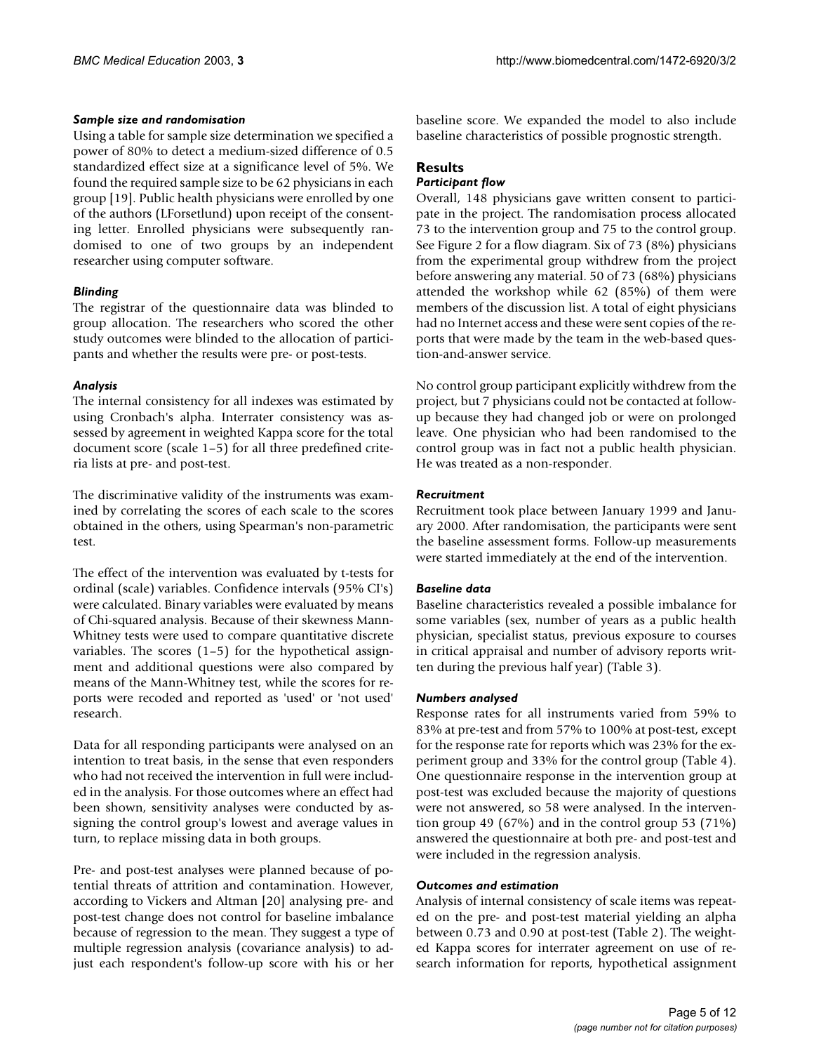### *Sample size and randomisation*

Using a table for sample size determination we specified a power of 80% to detect a medium-sized difference of 0.5 standardized effect size at a significance level of 5%. We found the required sample size to be 62 physicians in each group [19]. Public health physicians were enrolled by one of the authors (LForsetlund) upon receipt of the consenting letter. Enrolled physicians were subsequently randomised to one of two groups by an independent researcher using computer software.

### *Blinding*

The registrar of the questionnaire data was blinded to group allocation. The researchers who scored the other study outcomes were blinded to the allocation of participants and whether the results were pre- or post-tests.

### *Analysis*

The internal consistency for all indexes was estimated by using Cronbach's alpha. Interrater consistency was assessed by agreement in weighted Kappa score for the total document score (scale 1–5) for all three predefined criteria lists at pre- and post-test.

The discriminative validity of the instruments was examined by correlating the scores of each scale to the scores obtained in the others, using Spearman's non-parametric test.

The effect of the intervention was evaluated by t-tests for ordinal (scale) variables. Confidence intervals (95% CI's) were calculated. Binary variables were evaluated by means of Chi-squared analysis. Because of their skewness Mann-Whitney tests were used to compare quantitative discrete variables. The scores (1–5) for the hypothetical assignment and additional questions were also compared by means of the Mann-Whitney test, while the scores for reports were recoded and reported as 'used' or 'not used' research.

Data for all responding participants were analysed on an intention to treat basis, in the sense that even responders who had not received the intervention in full were included in the analysis. For those outcomes where an effect had been shown, sensitivity analyses were conducted by assigning the control group's lowest and average values in turn, to replace missing data in both groups.

Pre- and post-test analyses were planned because of potential threats of attrition and contamination. However, according to Vickers and Altman [20] analysing pre- and post-test change does not control for baseline imbalance because of regression to the mean. They suggest a type of multiple regression analysis (covariance analysis) to adjust each respondent's follow-up score with his or her baseline score. We expanded the model to also include baseline characteristics of possible prognostic strength.

## Results

### *Participant flow*

Overall, 148 physicians gave written consent to participate in the project. The randomisation process allocated 73 to the intervention group and 75 to the control group. See Figure 2 for a flow diagram. Six of 73 (8%) physicians from the experimental group withdrew from the project before answering any material. 50 of 73 (68%) physicians attended the workshop while 62 (85%) of them were members of the discussion list. A total of eight physicians had no Internet access and these were sent copies of the reports that were made by the team in the web-based question-and-answer service.

No control group participant explicitly withdrew from the project, but 7 physicians could not be contacted at follow-up because they had changed job or were on prolonged leave. One physician who had been randomised to the control group was in fact not a public health physician. He was treated as a non-responder.

### *Recruitment*

Recruitment took place between January 1999 and January 2000. After randomisation, the participants were sent the baseline assessment forms. Follow-up measurements were started immediately at the end of the intervention.

### *Baseline data*

Baseline characteristics revealed a possible imbalance for some variables (sex, number of years as a public health physician, specialist status, previous exposure to courses in critical appraisal and number of advisory reports written during the previous half year) (Table 3).

### *Numbers analysed*

Response rates for all instruments varied from 59% to 83% at pre-test and from 57% to 100% at post-test, except for the response rate for reports which was 23% for the experiment group and 33% for the control group (Table 4). One questionnaire response in the intervention group at post-test was excluded because the majority of questions were not answered, so 58 were analysed. In the intervention group 49 (67%) and in the control group 53 (71%) answered the questionnaire at both pre- and post-test and were included in the regression analysis.

### *Outcomes and estimation*

Analysis of internal consistency of scale items was repeated on the pre- and post-test material yielding an alpha between 0.73 and 0.90 at post-test (Table 2). The weighted Kappa scores for interrater agreement on use of research information for reports, hypothetical assignment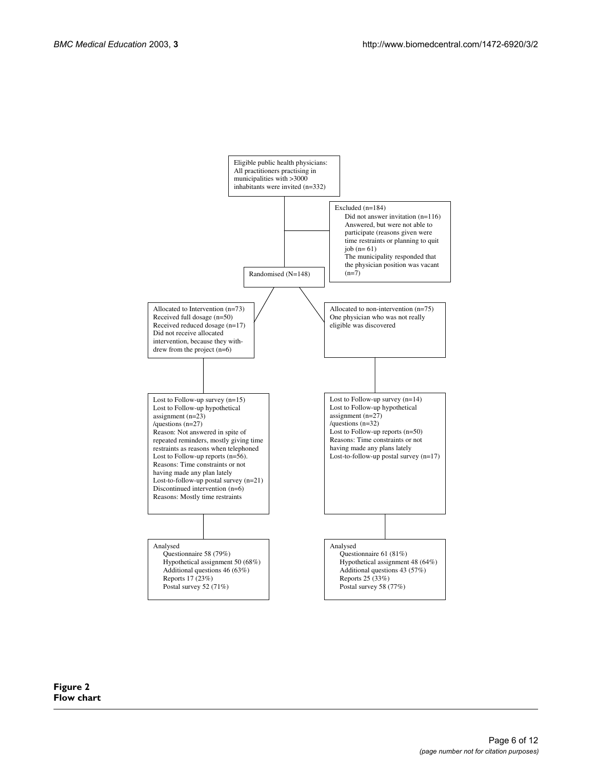Eligible public health physicians: All practitioners practising in municipalities with >3000 inhabitants were invited (n=332)

Excluded (n=184)
- Did not answer invitation (n=116)
- Answered, but were not able to participate (reasons given were time restraints or planning to quit job (n= 61)
- The municipality responded that the physician position was vacant (n=7)

Randomised (N=148)

Allocated to Intervention (n=73)
Received full dosage (n=50)
Received reduced dosage (n=17)
Did not receive allocated intervention, because they withdrew from the project (n=6)

Allocated to non-intervention (n=75)
One physician who was not really eligible was discovered

Lost to Follow-up survey (n=15)
Lost to Follow-up hypothetical assignment (n=23)
/questions (n=27)
Reason: Not answered in spite of repeated reminders, mostly giving time restraints as reasons when telephoned
Lost to Follow-up reports (n=56).
Reasons: Time constraints or not having made any plan lately
Lost-to-follow-up postal survey (n=21)
Discontinued intervention (n=6)
Reasons: Mostly time restraints

Lost to Follow-up survey (n=14)
Lost to Follow-up hypothetical assignment (n=27)
/questions (n=32)
Lost to Follow-up reports (n=50)
Reasons: Time constraints or not having made any plans lately
Lost-to-follow-up postal survey (n=17)

Analysed
- Questionnaire 58 (79%)
- Hypothetical assignment 50 (68%)
- Additional questions 46 (63%)
- Reports 17 (23%)
- Postal survey 52 (71%)

Analysed
- Questionnaire 61 (81%)
- Hypothetical assignment 48 (64%)
- Additional questions 43 (57%)
- Reports 25 (33%)
- Postal survey 58 (77%)

**Figure 2**
**Flow chart**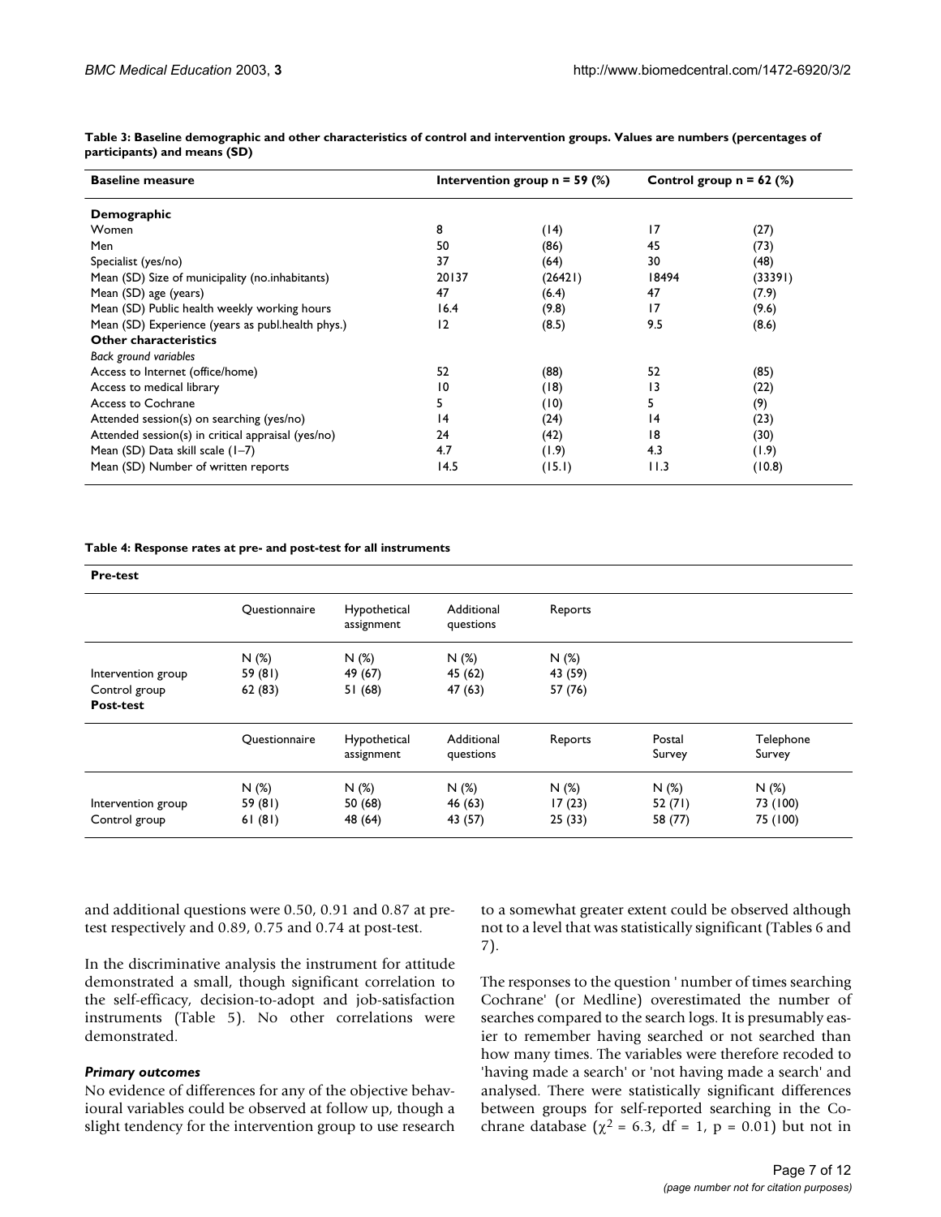**Table 3: Baseline demographic and other characteristics of control and intervention groups. Values are numbers (percentages of participants) and means (SD)**

| Baseline measure | Intervention group n = 59 (%) | | Control group n = 62 (%) | |
|---|---|---|---|---|
| **Demographic** | | | | |
| Women | 8 | (14) | 17 | (27) |
| Men | 50 | (86) | 45 | (73) |
| Specialist (yes/no) | 37 | (64) | 30 | (48) |
| Mean (SD) Size of municipality (no.inhabitants) | 20137 | (26421) | 18494 | (33391) |
| Mean (SD) age (years) | 47 | (6.4) | 47 | (7.9) |
| Mean (SD) Public health weekly working hours | 16.4 | (9.8) | 17 | (9.6) |
| Mean (SD) Experience (years as publ.health phys.) | 12 | (8.5) | 9.5 | (8.6) |
| **Other characteristics** | | | | |
| *Back ground variables* | | | | |
| Access to Internet (office/home) | 52 | (88) | 52 | (85) |
| Access to medical library | 10 | (18) | 13 | (22) |
| Access to Cochrane | 5 | (10) | 5 | (9) |
| Attended session(s) on searching (yes/no) | 14 | (24) | 14 | (23) |
| Attended session(s) in critical appraisal (yes/no) | 24 | (42) | 18 | (30) |
| Mean (SD) Data skill scale (1–7) | 4.7 | (1.9) | 4.3 | (1.9) |
| Mean (SD) Number of written reports | 14.5 | (15.1) | 11.3 | (10.8) |

**Table 4: Response rates at pre- and post-test for all instruments**

| **Pre-test** | | | | | | |
|---|---|---|---|---|---|---|
| | Questionnaire | Hypothetical assignment | Additional questions | Reports | | |
| | N (%) | N (%) | N (%) | N (%) | | |
| Intervention group | 59 (81) | 49 (67) | 45 (62) | 43 (59) | | |
| Control group | 62 (83) | 51 (68) | 47 (63) | 57 (76) | | |
| **Post-test** | | | | | | |
| | Questionnaire | Hypothetical assignment | Additional questions | Reports | Postal Survey | Telephone Survey |
| | N (%) | N (%) | N (%) | N (%) | N (%) | N (%) |
| Intervention group | 59 (81) | 50 (68) | 46 (63) | 17 (23) | 52 (71) | 73 (100) |
| Control group | 61 (81) | 48 (64) | 43 (57) | 25 (33) | 58 (77) | 75 (100) |

and additional questions were 0.50, 0.91 and 0.87 at pre-test respectively and 0.89, 0.75 and 0.74 at post-test.

In the discriminative analysis the instrument for attitude demonstrated a small, though significant correlation to the self-efficacy, decision-to-adopt and job-satisfaction instruments (Table 5). No other correlations were demonstrated.

### *Primary outcomes*

No evidence of differences for any of the objective behavioural variables could be observed at follow up, though a slight tendency for the intervention group to use research to a somewhat greater extent could be observed although not to a level that was statistically significant (Tables 6 and 7).

The responses to the question ' number of times searching Cochrane' (or Medline) overestimated the number of searches compared to the search logs. It is presumably easier to remember having searched or not searched than how many times. The variables were therefore recoded to 'having made a search' or 'not having made a search' and analysed. There were statistically significant differences between groups for self-reported searching in the Cochrane database ($\chi^2 = 6.3$, df = 1, $p = 0.01$) but not in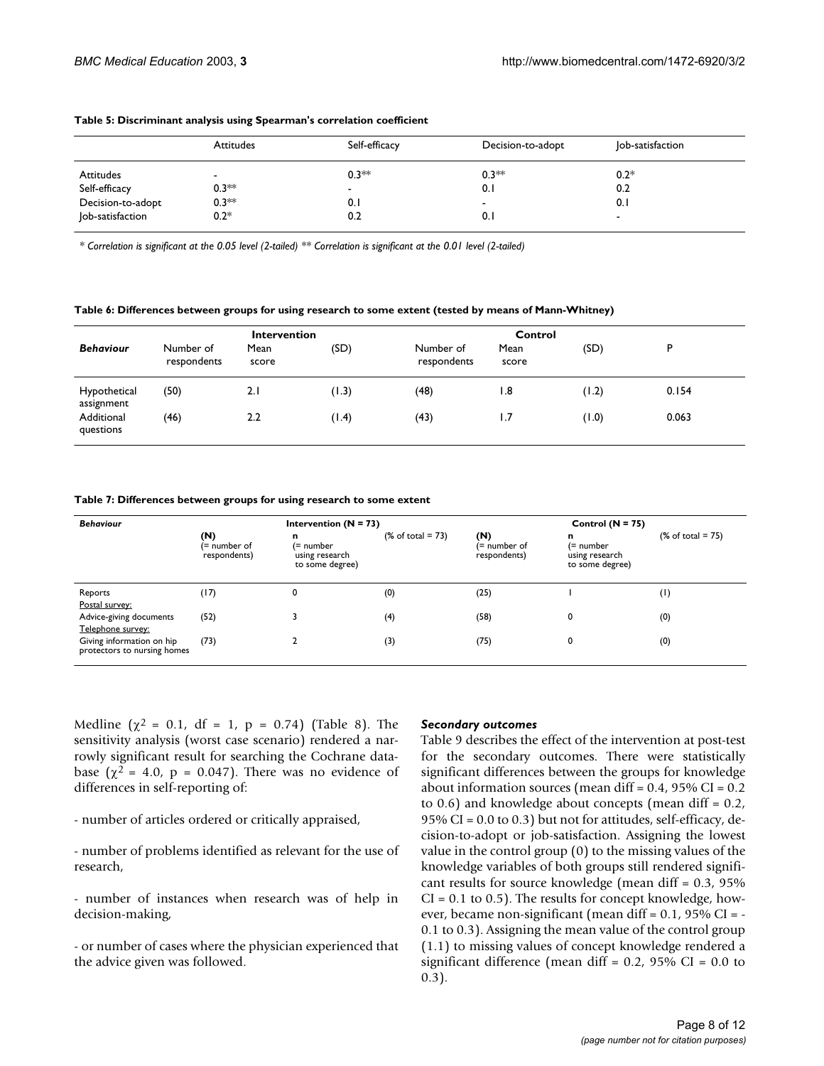**Table 5: Discriminant analysis using Spearman's correlation coefficient**

| | Attitudes | Self-efficacy | Decision-to-adopt | Job-satisfaction |
|---|---|---|---|---|
| Attitudes | - | 0.3** | 0.3** | 0.2* |
| Self-efficacy | 0.3** | - | 0.1 | 0.2 |
| Decision-to-adopt | 0.3** | 0.1 | - | 0.1 |
| Job-satisfaction | 0.2* | 0.2 | 0.1 | - |

*\* Correlation is significant at the 0.05 level (2-tailed) \*\* Correlation is significant at the 0.01 level (2-tailed)*

**Table 6: Differences between groups for using research to some extent (tested by means of Mann-Whitney)**

| | Intervention | | | Control | | | |
|---|---|---|---|---|---|---|---|
| ***Behaviour*** | Number of respondents | Mean score | (SD) | Number of respondents | Mean score | (SD) | P |
| Hypothetical assignment | (50) | 2.1 | (1.3) | (48) | 1.8 | (1.2) | 0.154 |
| Additional questions | (46) | 2.2 | (1.4) | (43) | 1.7 | (1.0) | 0.063 |

**Table 7: Differences between groups for using research to some extent**

| ***Behaviour*** | Intervention (N = 73) | | | Control (N = 75) | | |
|---|---|---|---|---|---|---|
| | (N) (= number of respondents) | n (= number using research to some degree) | (% of total = 73) | (N) (= number of respondents) | n (= number using research to some degree) | (% of total = 75) |
| Reports | (17) | 0 | (0) | (25) | 1 | (1) |
| Postal survey: | | | | | | |
| Advice-giving documents | (52) | 3 | (4) | (58) | 0 | (0) |
| Telephone survey: | | | | | | |
| Giving information on hip protectors to nursing homes | (73) | 2 | (3) | (75) | 0 | (0) |

Medline ($\chi^2$ = 0.1, df = 1, p = 0.74) (Table 8). The sensitivity analysis (worst case scenario) rendered a narrowly significant result for searching the Cochrane database ($\chi^2$ = 4.0, p = 0.047). There was no evidence of differences in self-reporting of:

- number of articles ordered or critically appraised,

- number of problems identified as relevant for the use of research,

- number of instances when research was of help in decision-making,

- or number of cases where the physician experienced that the advice given was followed.

### *Secondary outcomes*

Table 9 describes the effect of the intervention at post-test for the secondary outcomes. There were statistically significant differences between the groups for knowledge about information sources (mean diff = 0.4, 95% CI = 0.2 to 0.6) and knowledge about concepts (mean diff = 0.2, 95% CI = 0.0 to 0.3) but not for attitudes, self-efficacy, decision-to-adopt or job-satisfaction. Assigning the lowest value in the control group (0) to the missing values of the knowledge variables of both groups still rendered significant results for source knowledge (mean diff = 0.3, 95% CI = 0.1 to 0.5). The results for concept knowledge, however, became non-significant (mean diff = 0.1, 95% CI = -0.1 to 0.3). Assigning the mean value of the control group (1.1) to missing values of concept knowledge rendered a significant difference (mean diff = 0.2, 95% CI = 0.0 to 0.3).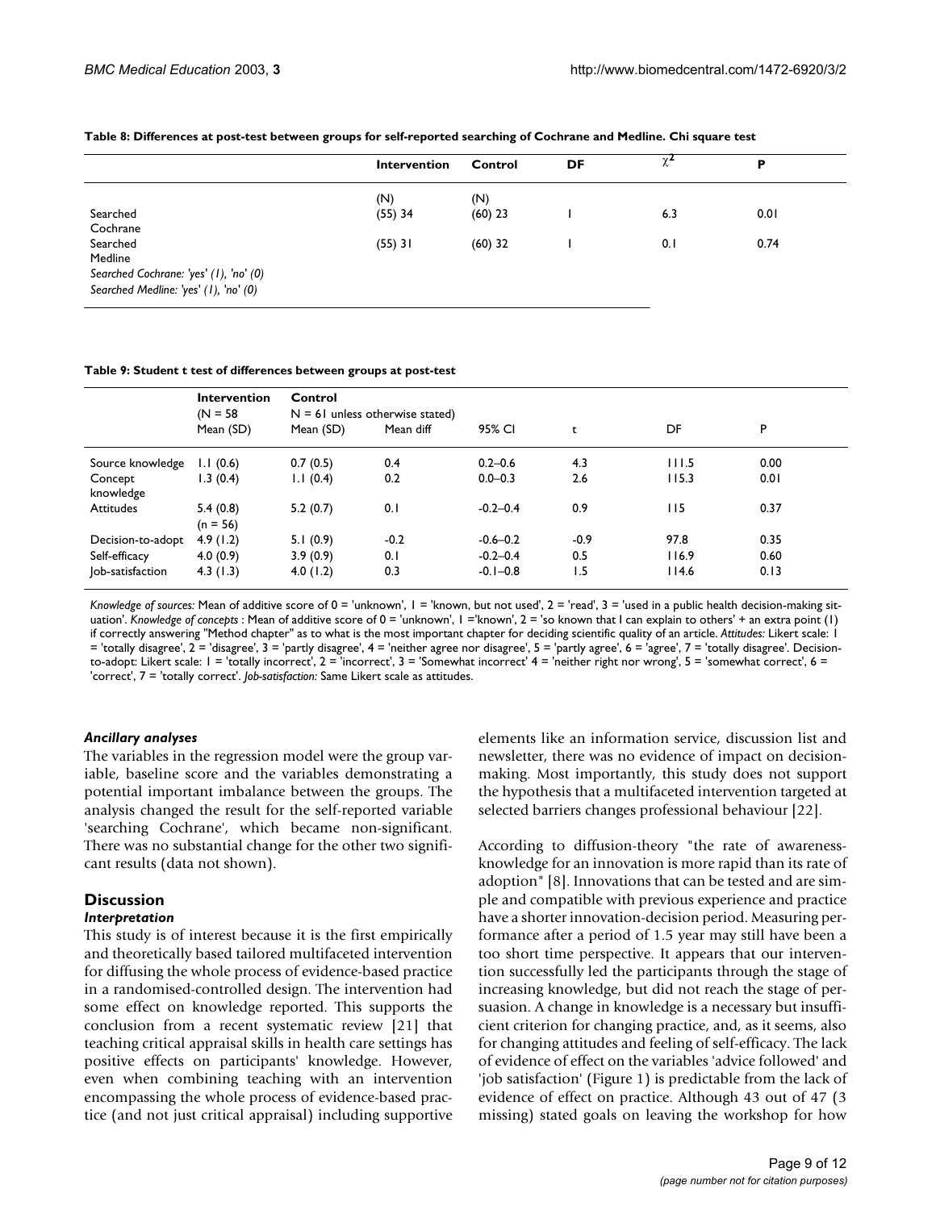**Table 8: Differences at post-test between groups for self-reported searching of Cochrane and Medline. Chi square test**

| | Intervention | Control | DF | $\chi^2$ | P |
|---|---|---|---|---|---|
| | (N) | (N) | | | |
| Searched Cochrane | (55) 34 | (60) 23 | 1 | 6.3 | 0.01 |
| Searched Medline | (55) 31 | (60) 32 | 1 | 0.1 | 0.74 |

*Searched Cochrane: 'yes' (1), 'no' (0)*
*Searched Medline: 'yes' (1), 'no' (0)*

**Table 9: Student t test of differences between groups at post-test**

| | Intervention (N = 58 | Control N = 61 unless otherwise stated) | | | | | |
|---|---|---|---|---|---|---|---|
| | Mean (SD) | Mean (SD) | Mean diff | 95% CI | t | DF | P |
| Source knowledge | 1.1 (0.6) | 0.7 (0.5) | 0.4 | 0.2–0.6 | 4.3 | 111.5 | 0.00 |
| Concept knowledge | 1.3 (0.4) | 1.1 (0.4) | 0.2 | 0.0–0.3 | 2.6 | 115.3 | 0.01 |
| Attitudes | 5.4 (0.8) (n = 56) | 5.2 (0.7) | 0.1 | -0.2–0.4 | 0.9 | 115 | 0.37 |
| Decision-to-adopt | 4.9 (1.2) | 5.1 (0.9) | -0.2 | -0.6–0.2 | -0.9 | 97.8 | 0.35 |
| Self-efficacy | 4.0 (0.9) | 3.9 (0.9) | 0.1 | -0.2–0.4 | 0.5 | 116.9 | 0.60 |
| Job-satisfaction | 4.3 (1.3) | 4.0 (1.2) | 0.3 | -0.1–0.8 | 1.5 | 114.6 | 0.13 |

*Knowledge of sources:* Mean of additive score of 0 = 'unknown', 1 = 'known, but not used', 2 = 'read', 3 = 'used in a public health decision-making situation'. *Knowledge of concepts* : Mean of additive score of 0 = 'unknown', 1 ='known', 2 = 'so known that I can explain to others' + an extra point (1) if correctly answering "Method chapter" as to what is the most important chapter for deciding scientific quality of an article. *Attitudes:* Likert scale: 1 = 'totally disagree', 2 = 'disagree', 3 = 'partly disagree', 4 = 'neither agree nor disagree', 5 = 'partly agree', 6 = 'agree', 7 = 'totally disagree'. Decision-to-adopt: Likert scale: 1 = 'totally incorrect', 2 = 'incorrect', 3 = 'Somewhat incorrect' 4 = 'neither right nor wrong', 5 = 'somewhat correct', 6 = 'correct', 7 = 'totally correct'. *Job-satisfaction:* Same Likert scale as attitudes.

### *Ancillary analyses*

The variables in the regression model were the group variable, baseline score and the variables demonstrating a potential important imbalance between the groups. The analysis changed the result for the self-reported variable 'searching Cochrane', which became non-significant. There was no substantial change for the other two significant results (data not shown).

## Discussion

### *Interpretation*

This study is of interest because it is the first empirically and theoretically based tailored multifaceted intervention for diffusing the whole process of evidence-based practice in a randomised-controlled design. The intervention had some effect on knowledge reported. This supports the conclusion from a recent systematic review [21] that teaching critical appraisal skills in health care settings has positive effects on participants' knowledge. However, even when combining teaching with an intervention encompassing the whole process of evidence-based practice (and not just critical appraisal) including supportive elements like an information service, discussion list and newsletter, there was no evidence of impact on decision-making. Most importantly, this study does not support the hypothesis that a multifaceted intervention targeted at selected barriers changes professional behaviour [22].

According to diffusion-theory "the rate of awareness-knowledge for an innovation is more rapid than its rate of adoption" [8]. Innovations that can be tested and are simple and compatible with previous experience and practice have a shorter innovation-decision period. Measuring performance after a period of 1.5 year may still have been a too short time perspective. It appears that our intervention successfully led the participants through the stage of increasing knowledge, but did not reach the stage of persuasion. A change in knowledge is a necessary but insufficient criterion for changing practice, and, as it seems, also for changing attitudes and feeling of self-efficacy. The lack of evidence of effect on the variables 'advice followed' and 'job satisfaction' (Figure 1) is predictable from the lack of evidence of effect on practice. Although 43 out of 47 (3 missing) stated goals on leaving the workshop for how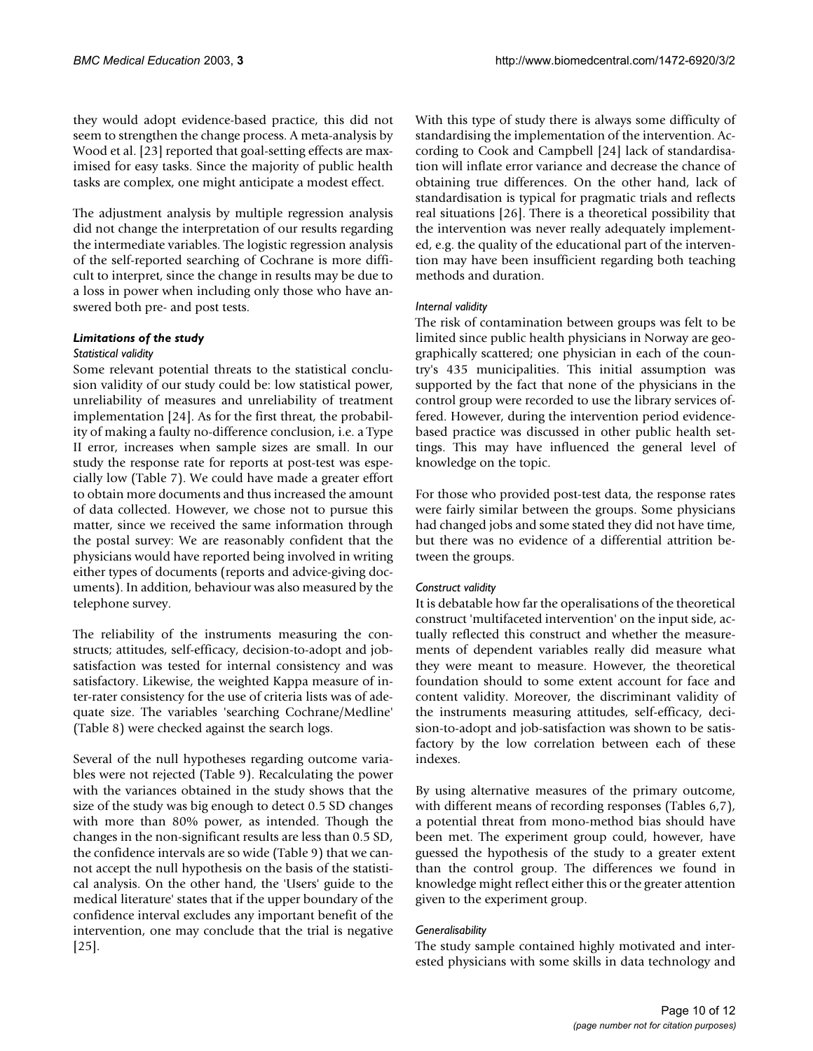they would adopt evidence-based practice, this did not seem to strengthen the change process. A meta-analysis by Wood et al. [23] reported that goal-setting effects are maximised for easy tasks. Since the majority of public health tasks are complex, one might anticipate a modest effect.

The adjustment analysis by multiple regression analysis did not change the interpretation of our results regarding the intermediate variables. The logistic regression analysis of the self-reported searching of Cochrane is more difficult to interpret, since the change in results may be due to a loss in power when including only those who have answered both pre- and post tests.

### *Limitations of the study*

#### *Statistical validity*

Some relevant potential threats to the statistical conclusion validity of our study could be: low statistical power, unreliability of measures and unreliability of treatment implementation [24]. As for the first threat, the probability of making a faulty no-difference conclusion, i.e. a Type II error, increases when sample sizes are small. In our study the response rate for reports at post-test was especially low (Table 7). We could have made a greater effort to obtain more documents and thus increased the amount of data collected. However, we chose not to pursue this matter, since we received the same information through the postal survey: We are reasonably confident that the physicians would have reported being involved in writing either types of documents (reports and advice-giving documents). In addition, behaviour was also measured by the telephone survey.

The reliability of the instruments measuring the constructs; attitudes, self-efficacy, decision-to-adopt and job-satisfaction was tested for internal consistency and was satisfactory. Likewise, the weighted Kappa measure of inter-rater consistency for the use of criteria lists was of adequate size. The variables 'searching Cochrane/Medline' (Table 8) were checked against the search logs.

Several of the null hypotheses regarding outcome variables were not rejected (Table 9). Recalculating the power with the variances obtained in the study shows that the size of the study was big enough to detect 0.5 SD changes with more than 80% power, as intended. Though the changes in the non-significant results are less than 0.5 SD, the confidence intervals are so wide (Table 9) that we cannot accept the null hypothesis on the basis of the statistical analysis. On the other hand, the 'Users' guide to the medical literature' states that if the upper boundary of the confidence interval excludes any important benefit of the intervention, one may conclude that the trial is negative [25].

With this type of study there is always some difficulty of standardising the implementation of the intervention. According to Cook and Campbell [24] lack of standardisation will inflate error variance and decrease the chance of obtaining true differences. On the other hand, lack of standardisation is typical for pragmatic trials and reflects real situations [26]. There is a theoretical possibility that the intervention was never really adequately implemented, e.g. the quality of the educational part of the intervention may have been insufficient regarding both teaching methods and duration.

#### *Internal validity*

The risk of contamination between groups was felt to be limited since public health physicians in Norway are geographically scattered; one physician in each of the country's 435 municipalities. This initial assumption was supported by the fact that none of the physicians in the control group were recorded to use the library services offered. However, during the intervention period evidence-based practice was discussed in other public health settings. This may have influenced the general level of knowledge on the topic.

For those who provided post-test data, the response rates were fairly similar between the groups. Some physicians had changed jobs and some stated they did not have time, but there was no evidence of a differential attrition between the groups.

#### *Construct validity*

It is debatable how far the operalisations of the theoretical construct 'multifaceted intervention' on the input side, actually reflected this construct and whether the measurements of dependent variables really did measure what they were meant to measure. However, the theoretical foundation should to some extent account for face and content validity. Moreover, the discriminant validity of the instruments measuring attitudes, self-efficacy, decision-to-adopt and job-satisfaction was shown to be satisfactory by the low correlation between each of these indexes.

By using alternative measures of the primary outcome, with different means of recording responses (Tables 6,7), a potential threat from mono-method bias should have been met. The experiment group could, however, have guessed the hypothesis of the study to a greater extent than the control group. The differences we found in knowledge might reflect either this or the greater attention given to the experiment group.

#### *Generalisability*

The study sample contained highly motivated and interested physicians with some skills in data technology and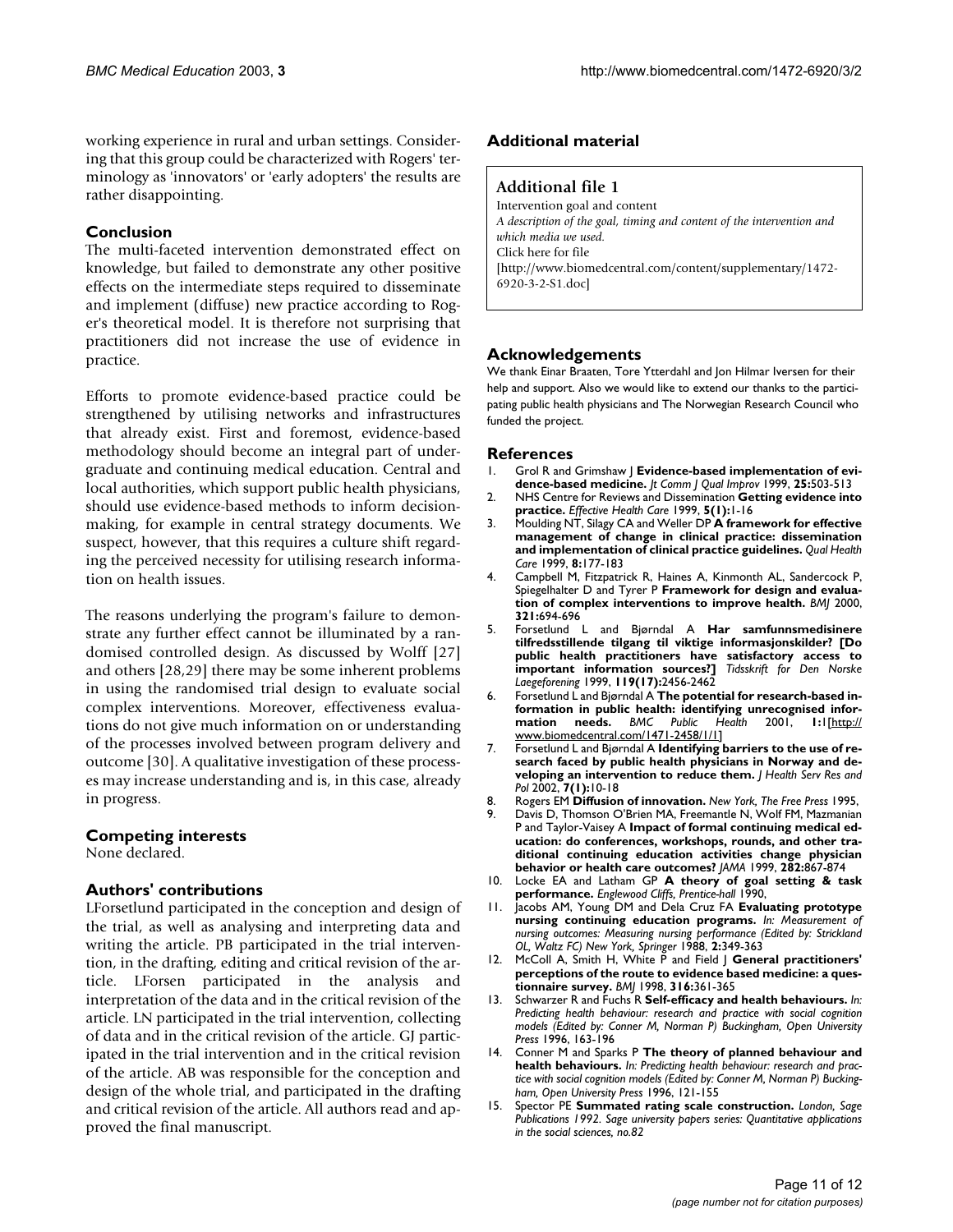working experience in rural and urban settings. Considering that this group could be characterized with Rogers' terminology as 'innovators' or 'early adopters' the results are rather disappointing.

## Conclusion

The multi-faceted intervention demonstrated effect on knowledge, but failed to demonstrate any other positive effects on the intermediate steps required to disseminate and implement (diffuse) new practice according to Roger's theoretical model. It is therefore not surprising that practitioners did not increase the use of evidence in practice.

Efforts to promote evidence-based practice could be strengthened by utilising networks and infrastructures that already exist. First and foremost, evidence-based methodology should become an integral part of undergraduate and continuing medical education. Central and local authorities, which support public health physicians, should use evidence-based methods to inform decision-making, for example in central strategy documents. We suspect, however, that this requires a culture shift regarding the perceived necessity for utilising research information on health issues.

The reasons underlying the program's failure to demonstrate any further effect cannot be illuminated by a randomised controlled design. As discussed by Wolff [27] and others [28,29] there may be some inherent problems in using the randomised trial design to evaluate social complex interventions. Moreover, effectiveness evaluations do not give much information on or understanding of the processes involved between program delivery and outcome [30]. A qualitative investigation of these processes may increase understanding and is, in this case, already in progress.

## Competing interests

None declared.

## Authors' contributions

LForsetlund participated in the conception and design of the trial, as well as analysing and interpreting data and writing the article. PB participated in the trial intervention, in the drafting, editing and critical revision of the article. LForsen participated in the analysis and interpretation of the data and in the critical revision of the article. LN participated in the trial intervention, collecting of data and in the critical revision of the article. GJ participated in the trial intervention and in the critical revision of the article. AB was responsible for the conception and design of the whole trial, and participated in the drafting and critical revision of the article. All authors read and approved the final manuscript.

## Additional material

### Additional file 1

Intervention goal and content

*A description of the goal, timing and content of the intervention and which media we used.*

Click here for file

[http://www.biomedcentral.com/content/supplementary/1472-6920-3-2-S1.doc]

## Acknowledgements

We thank Einar Braaten, Tore Ytterdahl and Jon Hilmar Iversen for their help and support. Also we would like to extend our thanks to the participating public health physicians and The Norwegian Research Council who funded the project.

## References

1. Grol R and Grimshaw J **Evidence-based implementation of evidence-based medicine.** *Jt Comm J Qual Improv* 1999, **25:**503-513
2. NHS Centre for Reviews and Dissemination **Getting evidence into practice.** *Effective Health Care* 1999, **5(1):**1-16
3. Moulding NT, Silagy CA and Weller DP **A framework for effective management of change in clinical practice: dissemination and implementation of clinical practice guidelines.** *Qual Health Care* 1999, **8:**177-183
4. Campbell M, Fitzpatrick R, Haines A, Kinmonth AL, Sandercock P, Spiegelhalter D and Tyrer P **Framework for design and evaluation of complex interventions to improve health.** *BMJ* 2000, **321:**694-696
5. Forsetlund L and Bjørndal A **Har samfunnsmedisinere tilfredsstillende tilgang til viktige informasjonskilder? [Do public health practitioners have satisfactory access to important information sources?]** *Tidsskrift for Den Norske Laegeforening* 1999, **119(17):**2456-2462
6. Forsetlund L and Bjørndal A **The potential for research-based information in public health: identifying unrecognised information needs.** *BMC Public Health* 2001, **1:**1[http://www.biomedcentral.com/1471-2458/1/1]
7. Forsetlund L and Bjørndal A **Identifying barriers to the use of research faced by public health physicians in Norway and developing an intervention to reduce them.** *J Health Serv Res and Pol* 2002, **7(1):**10-18
8. Rogers EM **Diffusion of innovation.** *New York, The Free Press* 1995,
9. Davis D, Thomson O'Brien MA, Freemantle N, Wolf FM, Mazmanian P and Taylor-Vaisey A **Impact of formal continuing medical education: do conferences, workshops, rounds, and other traditional continuing education activities change physician behavior or health care outcomes?** *JAMA* 1999, **282:**867-874
10. Locke EA and Latham GP **A theory of goal setting & task performance.** *Englewood Cliffs, Prentice-hall* 1990,
11. Jacobs AM, Young DM and Dela Cruz FA **Evaluating prototype nursing continuing education programs.** *In: Measurement of nursing outcomes: Measuring nursing performance (Edited by: Strickland OL, Waltz FC) New York, Springer* 1988, **2:**349-363
12. McColl A, Smith H, White P and Field J **General practitioners' perceptions of the route to evidence based medicine: a questionnaire survey.** *BMJ* 1998, **316:**361-365
13. Schwarzer R and Fuchs R **Self-efficacy and health behaviours.** *In: Predicting health behaviour: research and practice with social cognition models (Edited by: Conner M, Norman P) Buckingham, Open University Press* 1996, 163-196
14. Conner M and Sparks P **The theory of planned behaviour and health behaviours.** *In: Predicting health behaviour: research and practice with social cognition models (Edited by: Conner M, Norman P) Buckingham, Open University Press* 1996, 121-155
15. Spector PE **Summated rating scale construction.** *London, Sage Publications 1992. Sage university papers series: Quantitative applications in the social sciences, no.82*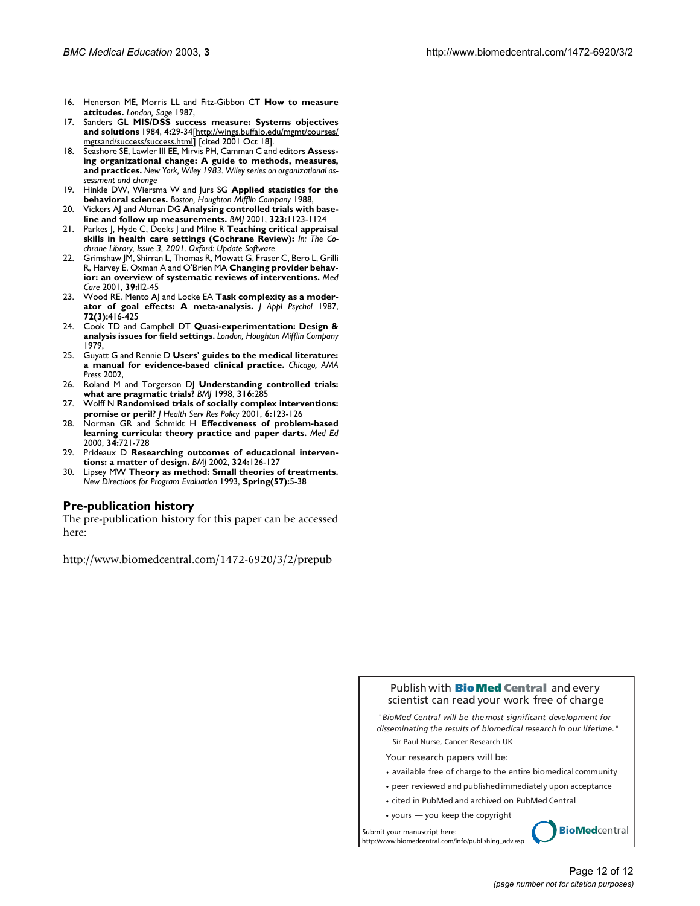16. Henerson ME, Morris LL and Fitz-Gibbon CT **How to measure attitudes.** *London, Sage* 1987,
17. Sanders GL **MIS/DSS success measure: Systems objectives and solutions** 1984, **4:**29-34[http://wings.buffalo.edu/mgmt/courses/mgtsand/success/success.html] [cited 2001 Oct 18].
18. Seashore SE, Lawler III EE, Mirvis PH, Camman C and editors **Assessing organizational change: A guide to methods, measures, and practices.** *New York, Wiley 1983. Wiley series on organizational assessment and change*
19. Hinkle DW, Wiersma W and Jurs SG **Applied statistics for the behavioral sciences.** *Boston, Houghton Mifflin Company* 1988,
20. Vickers AJ and Altman DG **Analysing controlled trials with baseline and follow up measurements.** *BMJ* 2001, **323:**1123-1124
21. Parkes J, Hyde C, Deeks J and Milne R **Teaching critical appraisal skills in health care settings (Cochrane Review):** *In: The Cochrane Library, Issue 3, 2001. Oxford: Update Software*
22. Grimshaw JM, Shirran L, Thomas R, Mowatt G, Fraser C, Bero L, Grilli R, Harvey E, Oxman A and O'Brien MA **Changing provider behavior: an overview of systematic reviews of interventions.** *Med Care* 2001, **39:**II2-45
23. Wood RE, Mento AJ and Locke EA **Task complexity as a moderator of goal effects: A meta-analysis.** *J Appl Psychol* 1987, **72(3):**416-425
24. Cook TD and Campbell DT **Quasi-experimentation: Design & analysis issues for field settings.** *London, Houghton Mifflin Company* 1979,
25. Guyatt G and Rennie D **Users' guides to the medical literature: a manual for evidence-based clinical practice.** *Chicago, AMA Press* 2002,
26. Roland M and Torgerson DJ **Understanding controlled trials: what are pragmatic trials?** *BMJ* 1998, **316:**285
27. Wolff N **Randomised trials of socially complex interventions: promise or peril?** *J Health Serv Res Policy* 2001, **6:**123-126
28. Norman GR and Schmidt H **Effectiveness of problem-based learning curricula: theory practice and paper darts.** *Med Ed* 2000, **34:**721-728
29. Prideaux D **Researching outcomes of educational interventions: a matter of design.** *BMJ* 2002, **324:**126-127
30. Lipsey MW **Theory as method: Small theories of treatments.** *New Directions for Program Evaluation* 1993, **Spring(57):**5-38

## Pre-publication history

The pre-publication history for this paper can be accessed here:

http://www.biomedcentral.com/1472-6920/3/2/prepub

Publish with **BioMed Central** and every scientist can read your work free of charge

*"BioMed Central will be the most significant development for disseminating the results of biomedical research in our lifetime."*
Sir Paul Nurse, Cancer Research UK

Your research papers will be:

- available free of charge to the entire biomedical community
- peer reviewed and published immediately upon acceptance
- cited in PubMed and archived on PubMed Central
- yours — you keep the copyright

Submit your manuscript here:
http://www.biomedcentral.com/info/publishing_adv.asp

**BioMed**central